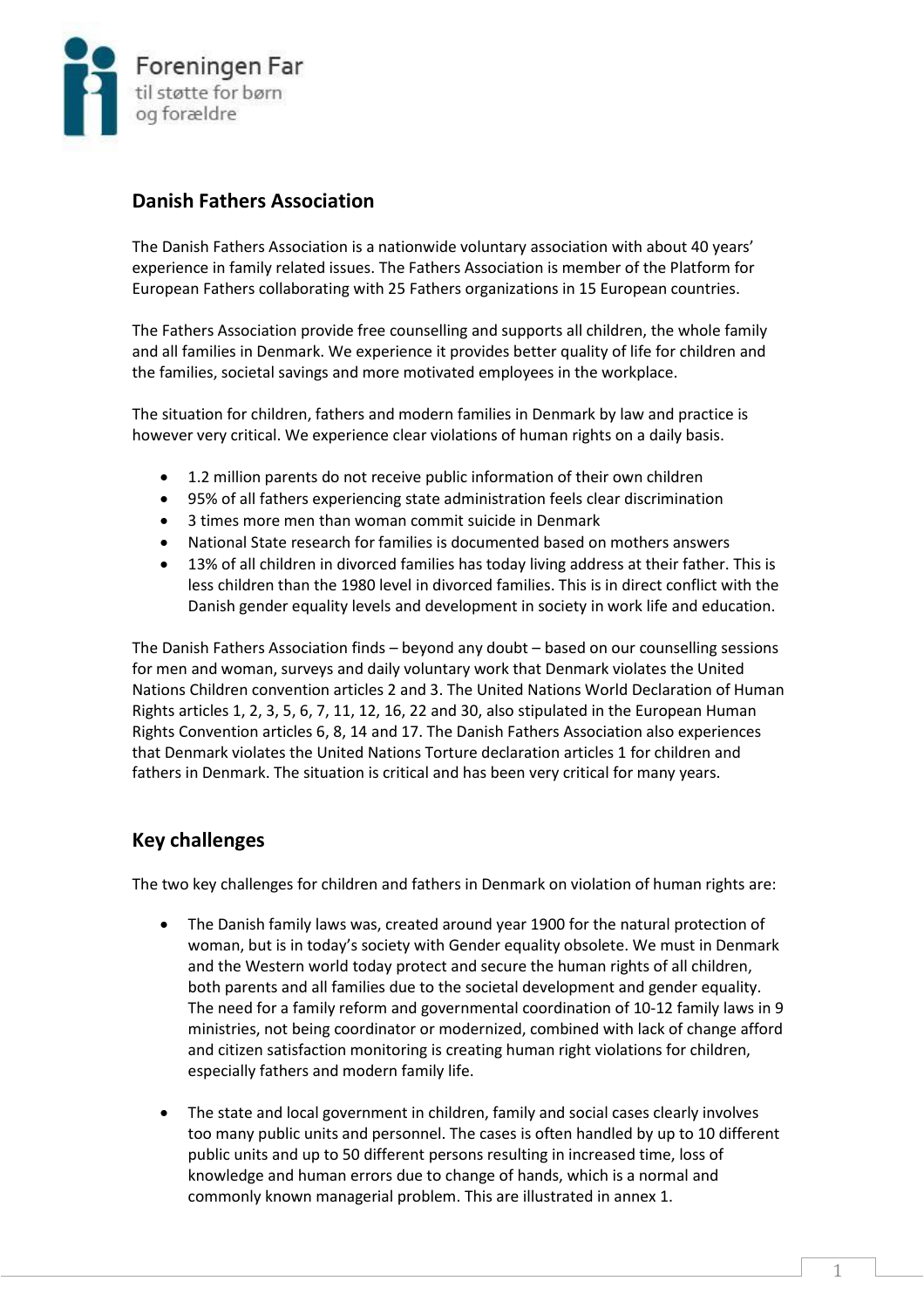Foreningen Far
til støtte for børn
og forældre

## Danish Fathers Association

The Danish Fathers Association is a nationwide voluntary association with about 40 years' experience in family related issues. The Fathers Association is member of the Platform for European Fathers collaborating with 25 Fathers organizations in 15 European countries.

The Fathers Association provide free counselling and supports all children, the whole family and all families in Denmark. We experience it provides better quality of life for children and the families, societal savings and more motivated employees in the workplace.

The situation for children, fathers and modern families in Denmark by law and practice is however very critical. We experience clear violations of human rights on a daily basis.

- 1.2 million parents do not receive public information of their own children
- 95% of all fathers experiencing state administration feels clear discrimination
- 3 times more men than woman commit suicide in Denmark
- National State research for families is documented based on mothers answers
- 13% of all children in divorced families has today living address at their father. This is less children than the 1980 level in divorced families. This is in direct conflict with the Danish gender equality levels and development in society in work life and education.

The Danish Fathers Association finds – beyond any doubt – based on our counselling sessions for men and woman, surveys and daily voluntary work that Denmark violates the United Nations Children convention articles 2 and 3. The United Nations World Declaration of Human Rights articles 1, 2, 3, 5, 6, 7, 11, 12, 16, 22 and 30, also stipulated in the European Human Rights Convention articles 6, 8, 14 and 17. The Danish Fathers Association also experiences that Denmark violates the United Nations Torture declaration articles 1 for children and fathers in Denmark. The situation is critical and has been very critical for many years.

## Key challenges

The two key challenges for children and fathers in Denmark on violation of human rights are:

- The Danish family laws was, created around year 1900 for the natural protection of woman, but is in today's society with Gender equality obsolete. We must in Denmark and the Western world today protect and secure the human rights of all children, both parents and all families due to the societal development and gender equality. The need for a family reform and governmental coordination of 10-12 family laws in 9 ministries, not being coordinator or modernized, combined with lack of change afford and citizen satisfaction monitoring is creating human right violations for children, especially fathers and modern family life.

- The state and local government in children, family and social cases clearly involves too many public units and personnel. The cases is often handled by up to 10 different public units and up to 50 different persons resulting in increased time, loss of knowledge and human errors due to change of hands, which is a normal and commonly known managerial problem. This are illustrated in annex 1.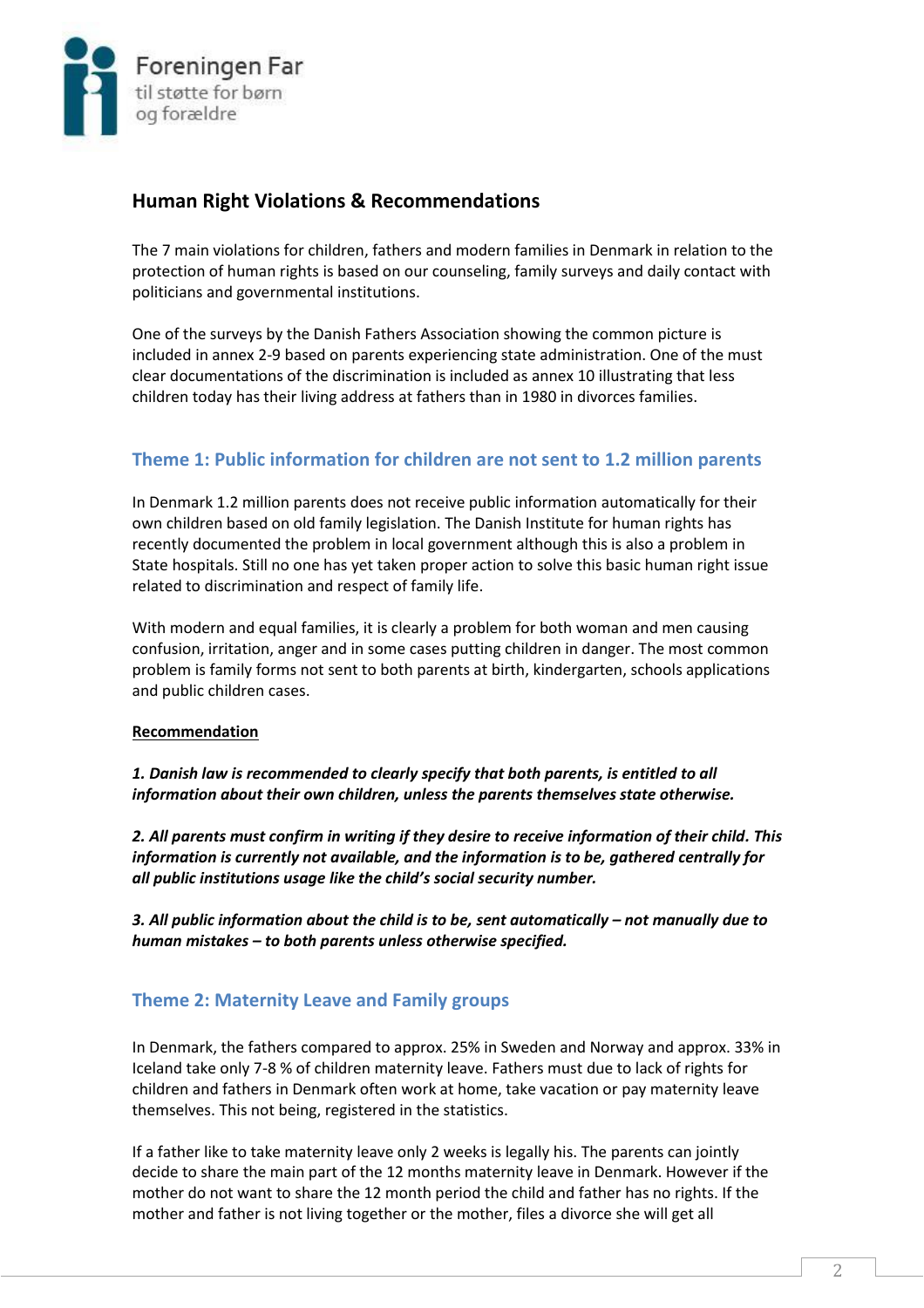Foreningen Far
til støtte for børn
og forældre

## Human Right Violations & Recommendations

The 7 main violations for children, fathers and modern families in Denmark in relation to the protection of human rights is based on our counseling, family surveys and daily contact with politicians and governmental institutions.

One of the surveys by the Danish Fathers Association showing the common picture is included in annex 2-9 based on parents experiencing state administration. One of the must clear documentations of the discrimination is included as annex 10 illustrating that less children today has their living address at fathers than in 1980 in divorces families.

### Theme 1: Public information for children are not sent to 1.2 million parents

In Denmark 1.2 million parents does not receive public information automatically for their own children based on old family legislation. The Danish Institute for human rights has recently documented the problem in local government although this is also a problem in State hospitals. Still no one has yet taken proper action to solve this basic human right issue related to discrimination and respect of family life.

With modern and equal families, it is clearly a problem for both woman and men causing confusion, irritation, anger and in some cases putting children in danger. The most common problem is family forms not sent to both parents at birth, kindergarten, schools applications and public children cases.

**Recommendation**

***1. Danish law is recommended to clearly specify that both parents, is entitled to all information about their own children, unless the parents themselves state otherwise.***

***2. All parents must confirm in writing if they desire to receive information of their child. This information is currently not available, and the information is to be, gathered centrally for all public institutions usage like the child's social security number.***

***3. All public information about the child is to be, sent automatically – not manually due to human mistakes – to both parents unless otherwise specified.***

### Theme 2: Maternity Leave and Family groups

In Denmark, the fathers compared to approx. 25% in Sweden and Norway and approx. 33% in Iceland take only 7-8 % of children maternity leave. Fathers must due to lack of rights for children and fathers in Denmark often work at home, take vacation or pay maternity leave themselves. This not being, registered in the statistics.

If a father like to take maternity leave only 2 weeks is legally his. The parents can jointly decide to share the main part of the 12 months maternity leave in Denmark. However if the mother do not want to share the 12 month period the child and father has no rights. If the mother and father is not living together or the mother, files a divorce she will get all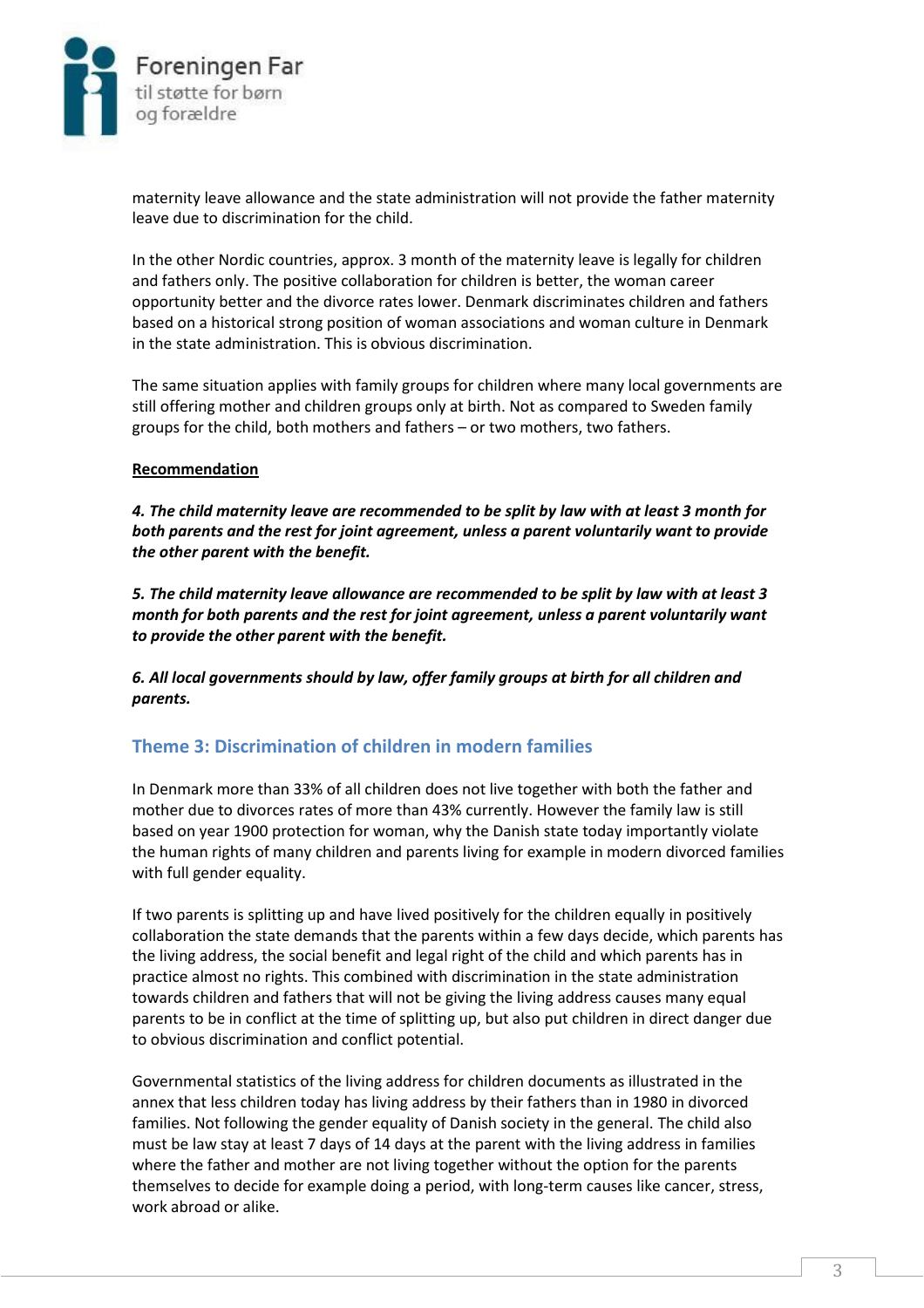maternity leave allowance and the state administration will not provide the father maternity leave due to discrimination for the child.

In the other Nordic countries, approx. 3 month of the maternity leave is legally for children and fathers only. The positive collaboration for children is better, the woman career opportunity better and the divorce rates lower. Denmark discriminates children and fathers based on a historical strong position of woman associations and woman culture in Denmark in the state administration. This is obvious discrimination.

The same situation applies with family groups for children where many local governments are still offering mother and children groups only at birth. Not as compared to Sweden family groups for the child, both mothers and fathers – or two mothers, two fathers.

**Recommendation**

***4. The child maternity leave are recommended to be split by law with at least 3 month for both parents and the rest for joint agreement, unless a parent voluntarily want to provide the other parent with the benefit.***

***5. The child maternity leave allowance are recommended to be split by law with at least 3 month for both parents and the rest for joint agreement, unless a parent voluntarily want to provide the other parent with the benefit.***

***6. All local governments should by law, offer family groups at birth for all children and parents.***

## Theme 3: Discrimination of children in modern families

In Denmark more than 33% of all children does not live together with both the father and mother due to divorces rates of more than 43% currently. However the family law is still based on year 1900 protection for woman, why the Danish state today importantly violate the human rights of many children and parents living for example in modern divorced families with full gender equality.

If two parents is splitting up and have lived positively for the children equally in positively collaboration the state demands that the parents within a few days decide, which parents has the living address, the social benefit and legal right of the child and which parents has in practice almost no rights. This combined with discrimination in the state administration towards children and fathers that will not be giving the living address causes many equal parents to be in conflict at the time of splitting up, but also put children in direct danger due to obvious discrimination and conflict potential.

Governmental statistics of the living address for children documents as illustrated in the annex that less children today has living address by their fathers than in 1980 in divorced families. Not following the gender equality of Danish society in the general. The child also must be law stay at least 7 days of 14 days at the parent with the living address in families where the father and mother are not living together without the option for the parents themselves to decide for example doing a period, with long-term causes like cancer, stress, work abroad or alike.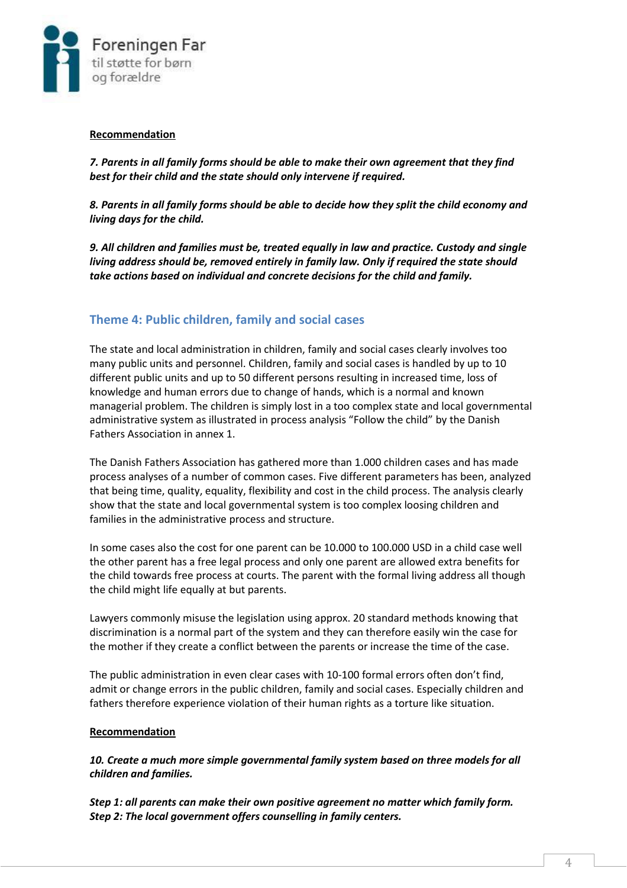**Recommendation**

***7. Parents in all family forms should be able to make their own agreement that they find best for their child and the state should only intervene if required.***

***8. Parents in all family forms should be able to decide how they split the child economy and living days for the child.***

***9. All children and families must be, treated equally in law and practice. Custody and single living address should be, removed entirely in family law. Only if required the state should take actions based on individual and concrete decisions for the child and family.***

## Theme 4: Public children, family and social cases

The state and local administration in children, family and social cases clearly involves too many public units and personnel. Children, family and social cases is handled by up to 10 different public units and up to 50 different persons resulting in increased time, loss of knowledge and human errors due to change of hands, which is a normal and known managerial problem. The children is simply lost in a too complex state and local governmental administrative system as illustrated in process analysis "Follow the child" by the Danish Fathers Association in annex 1.

The Danish Fathers Association has gathered more than 1.000 children cases and has made process analyses of a number of common cases. Five different parameters has been, analyzed that being time, quality, equality, flexibility and cost in the child process. The analysis clearly show that the state and local governmental system is too complex loosing children and families in the administrative process and structure.

In some cases also the cost for one parent can be 10.000 to 100.000 USD in a child case well the other parent has a free legal process and only one parent are allowed extra benefits for the child towards free process at courts. The parent with the formal living address all though the child might life equally at but parents.

Lawyers commonly misuse the legislation using approx. 20 standard methods knowing that discrimination is a normal part of the system and they can therefore easily win the case for the mother if they create a conflict between the parents or increase the time of the case.

The public administration in even clear cases with 10-100 formal errors often don't find, admit or change errors in the public children, family and social cases. Especially children and fathers therefore experience violation of their human rights as a torture like situation.

**Recommendation**

***10. Create a much more simple governmental family system based on three models for all children and families.***

***Step 1: all parents can make their own positive agreement no matter which family form.***
***Step 2: The local government offers counselling in family centers.***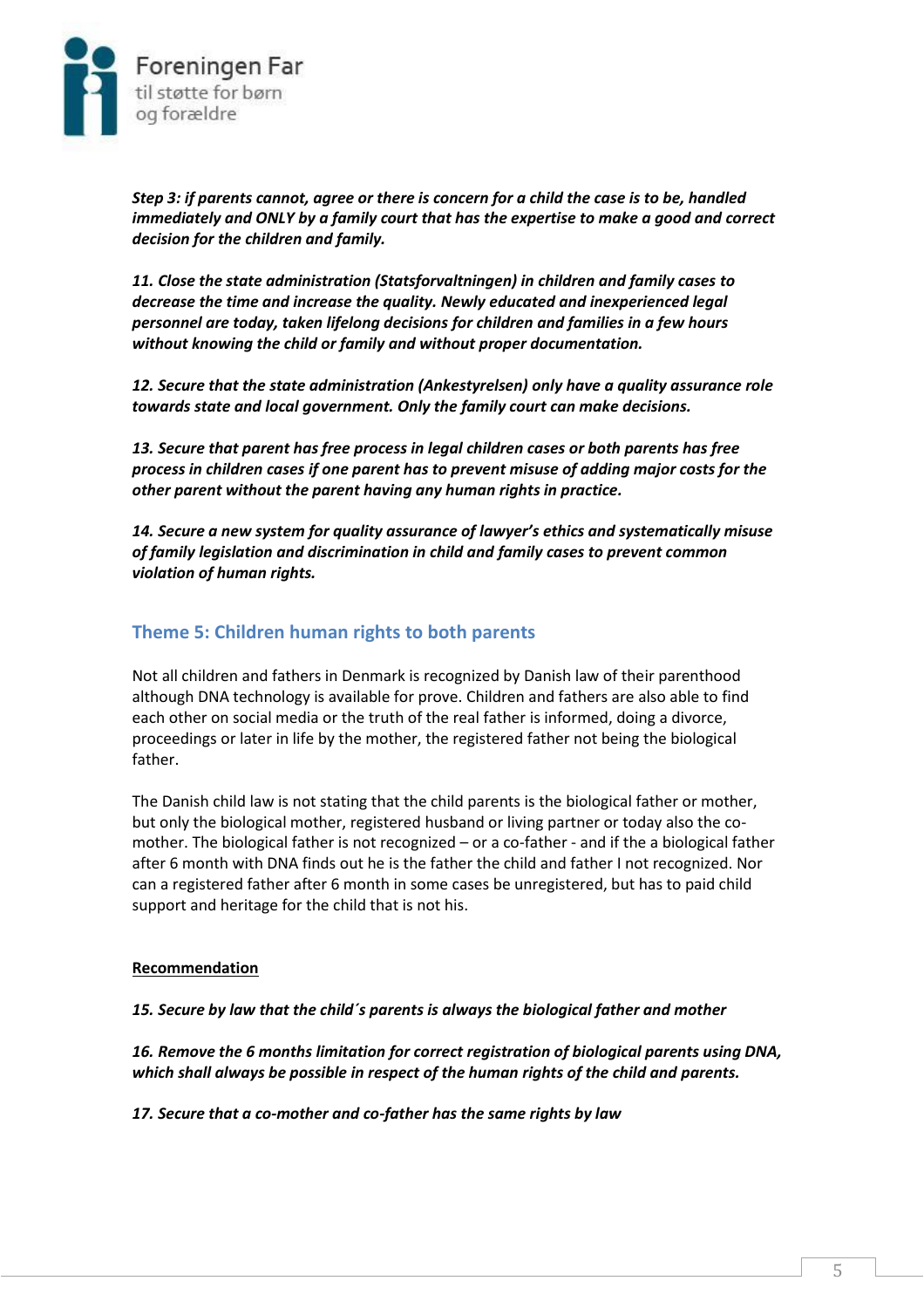***Step 3: if parents cannot, agree or there is concern for a child the case is to be, handled immediately and ONLY by a family court that has the expertise to make a good and correct decision for the children and family.***

***11. Close the state administration (Statsforvaltningen) in children and family cases to decrease the time and increase the quality. Newly educated and inexperienced legal personnel are today, taken lifelong decisions for children and families in a few hours without knowing the child or family and without proper documentation.***

***12. Secure that the state administration (Ankestyrelsen) only have a quality assurance role towards state and local government. Only the family court can make decisions.***

***13. Secure that parent has free process in legal children cases or both parents has free process in children cases if one parent has to prevent misuse of adding major costs for the other parent without the parent having any human rights in practice.***

***14. Secure a new system for quality assurance of lawyer's ethics and systematically misuse of family legislation and discrimination in child and family cases to prevent common violation of human rights.***

## Theme 5: Children human rights to both parents

Not all children and fathers in Denmark is recognized by Danish law of their parenthood although DNA technology is available for prove. Children and fathers are also able to find each other on social media or the truth of the real father is informed, doing a divorce, proceedings or later in life by the mother, the registered father not being the biological father.

The Danish child law is not stating that the child parents is the biological father or mother, but only the biological mother, registered husband or living partner or today also the co-mother. The biological father is not recognized – or a co-father - and if the a biological father after 6 month with DNA finds out he is the father the child and father I not recognized. Nor can a registered father after 6 month in some cases be unregistered, but has to paid child support and heritage for the child that is not his.

**Recommendation**

***15. Secure by law that the child´s parents is always the biological father and mother***

***16. Remove the 6 months limitation for correct registration of biological parents using DNA, which shall always be possible in respect of the human rights of the child and parents.***

***17. Secure that a co-mother and co-father has the same rights by law***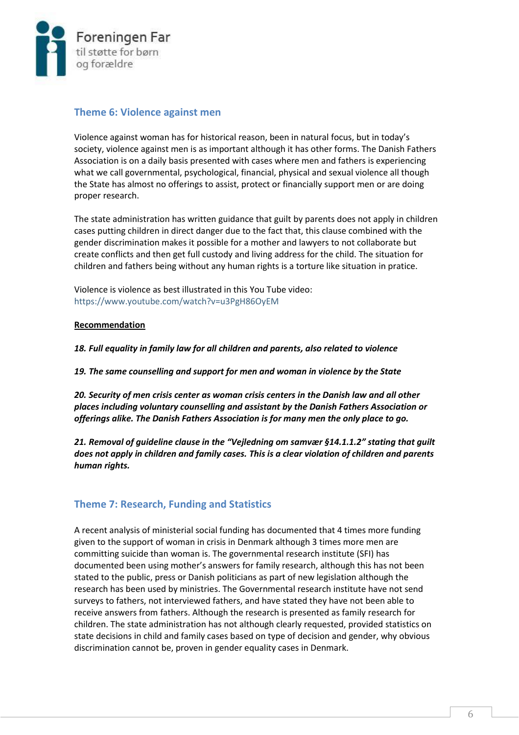## Theme 6: Violence against men

Violence against woman has for historical reason, been in natural focus, but in today's society, violence against men is as important although it has other forms. The Danish Fathers Association is on a daily basis presented with cases where men and fathers is experiencing what we call governmental, psychological, financial, physical and sexual violence all though the State has almost no offerings to assist, protect or financially support men or are doing proper research.

The state administration has written guidance that guilt by parents does not apply in children cases putting children in direct danger due to the fact that, this clause combined with the gender discrimination makes it possible for a mother and lawyers to not collaborate but create conflicts and then get full custody and living address for the child. The situation for children and fathers being without any human rights is a torture like situation in pratice.

Violence is violence as best illustrated in this You Tube video:
https://www.youtube.com/watch?v=u3PgH86OyEM

**Recommendation**

***18. Full equality in family law for all children and parents, also related to violence***

***19. The same counselling and support for men and woman in violence by the State***

***20. Security of men crisis center as woman crisis centers in the Danish law and all other places including voluntary counselling and assistant by the Danish Fathers Association or offerings alike. The Danish Fathers Association is for many men the only place to go.***

***21. Removal of guideline clause in the "Vejledning om samvær §14.1.1.2" stating that guilt does not apply in children and family cases. This is a clear violation of children and parents human rights.***

## Theme 7: Research, Funding and Statistics

A recent analysis of ministerial social funding has documented that 4 times more funding given to the support of woman in crisis in Denmark although 3 times more men are committing suicide than woman is. The governmental research institute (SFI) has documented been using mother's answers for family research, although this has not been stated to the public, press or Danish politicians as part of new legislation although the research has been used by ministries. The Governmental research institute have not send surveys to fathers, not interviewed fathers, and have stated they have not been able to receive answers from fathers. Although the research is presented as family research for children. The state administration has not although clearly requested, provided statistics on state decisions in child and family cases based on type of decision and gender, why obvious discrimination cannot be, proven in gender equality cases in Denmark.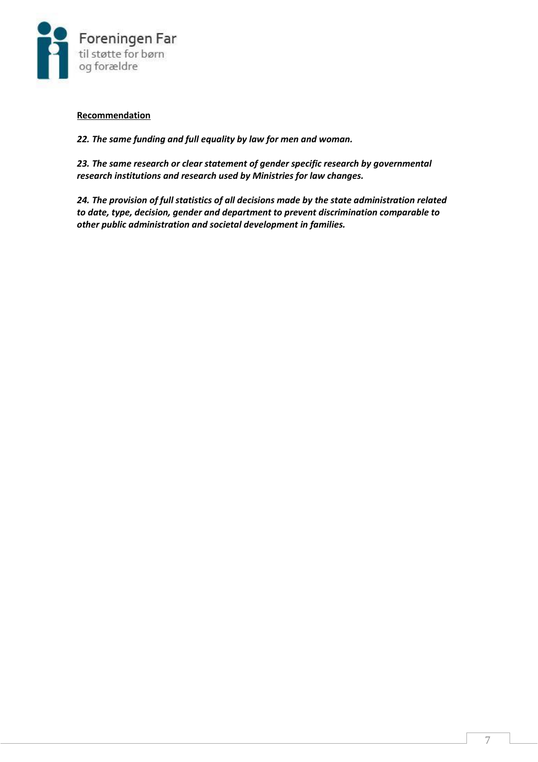**Recommendation**

***22. The same funding and full equality by law for men and woman.***

***23. The same research or clear statement of gender specific research by governmental research institutions and research used by Ministries for law changes.***

***24. The provision of full statistics of all decisions made by the state administration related to date, type, decision, gender and department to prevent discrimination comparable to other public administration and societal development in families.***